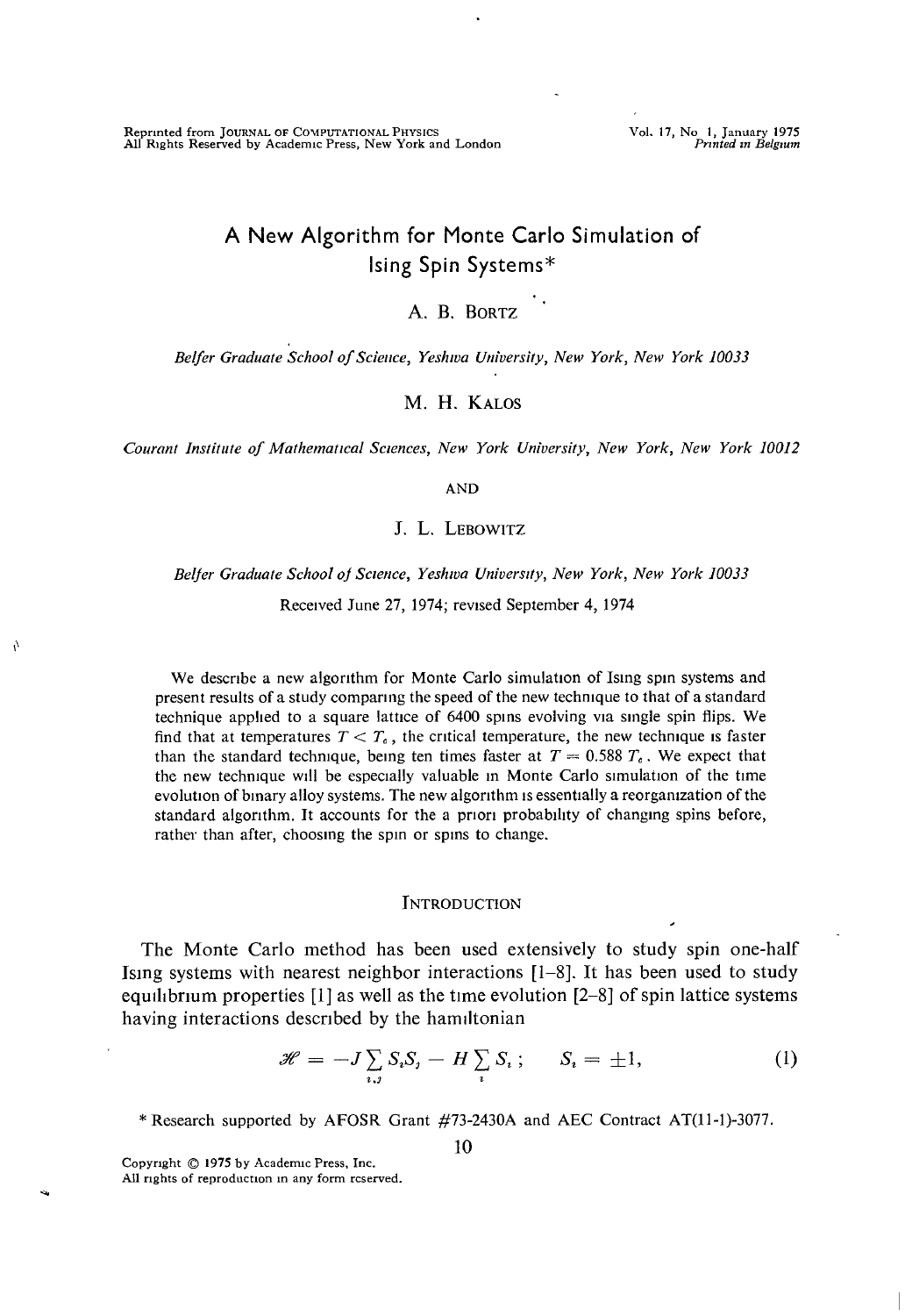Reprinted from JOURNAL OF COMPUTATIONAL PHYSICS
All Rights Reserved by Academic Press, New York and London

# A New Algorithm for Monte Carlo Simulation of Ising Spin Systems*

A. B. BORTZ

*Belfer Graduate School of Science, Yeshiva University, New York, New York 10033*

M. H. KALOS

*Courant Institute of Mathematical Sciences, New York University, New York, New York 10012*

AND

J. L. LEBOWITZ

*Belfer Graduate School of Science, Yeshiva University, New York, New York 10033*

Received June 27, 1974; revised September 4, 1974

We describe a new algorithm for Monte Carlo simulation of Ising spin systems and present results of a study comparing the speed of the new technique to that of a standard technique applied to a square lattice of 6400 spins evolving via single spin flips. We find that at temperatures $T < T_c$, the critical temperature, the new technique is faster than the standard technique, being ten times faster at $T = 0.588\, T_c$. We expect that the new technique will be especially valuable in Monte Carlo simulation of the time evolution of binary alloy systems. The new algorithm is essentially a reorganization of the standard algorithm. It accounts for the a priori probability of changing spins before, rather than after, choosing the spin or spins to change.

## INTRODUCTION

The Monte Carlo method has been used extensively to study spin one-half Ising systems with nearest neighbor interactions [1–8]. It has been used to study equilibrium properties [1] as well as the time evolution [2–8] of spin lattice systems having interactions described by the hamiltonian

$$\mathscr{H} = -J \sum_{i,j} S_i S_j - H \sum_i S_i\,; \qquad S_i = \pm 1, \tag{1}$$

\* Research supported by AFOSR Grant #73-2430A and AEC Contract AT(11-1)-3077.

Copyright © 1975 by Academic Press, Inc.
All rights of reproduction in any form reserved.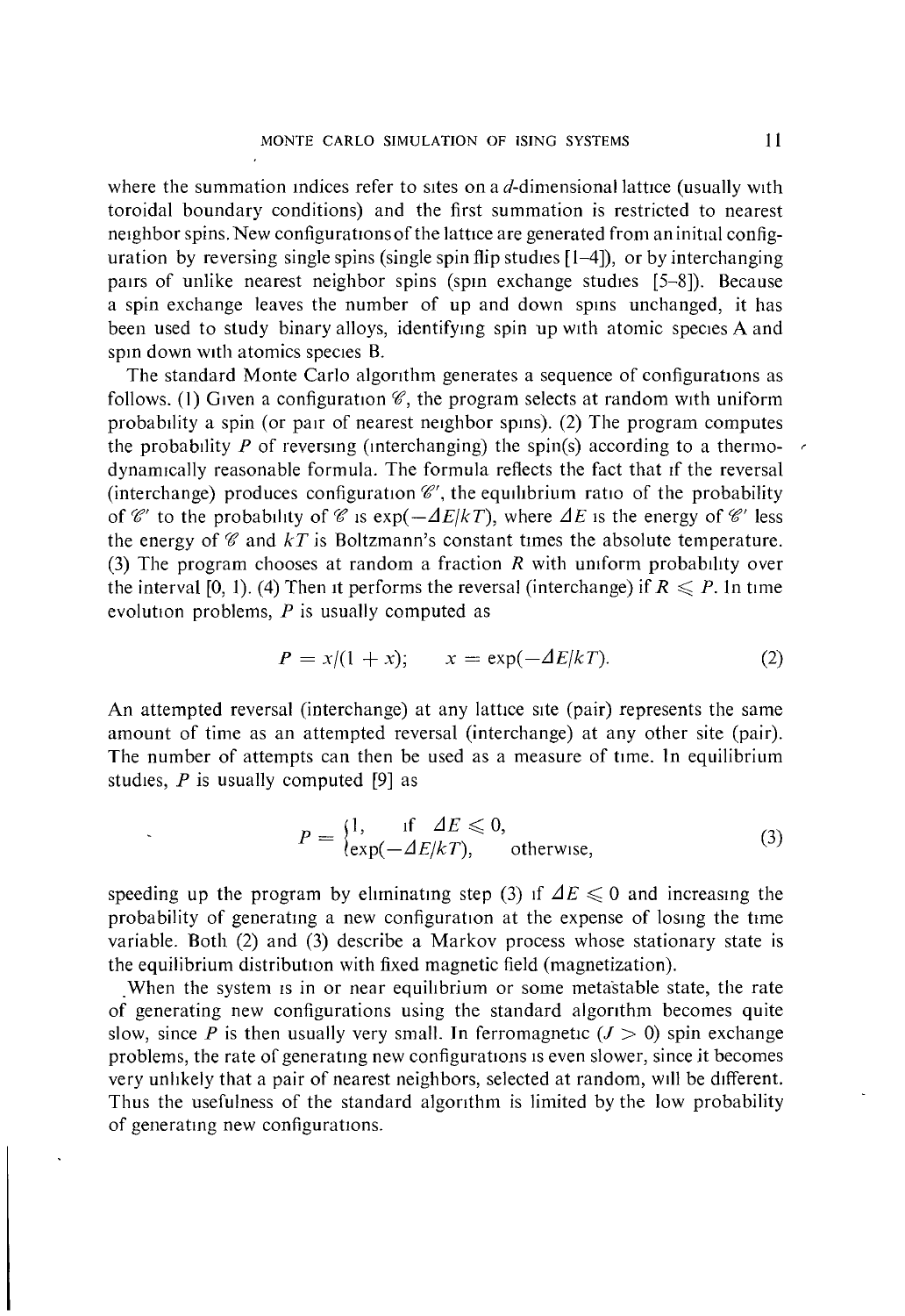where the summation indices refer to sites on a $d$-dimensional lattice (usually with toroidal boundary conditions) and the first summation is restricted to nearest neighbor spins. New configurations of the lattice are generated from an initial configuration by reversing single spins (single spin flip studies [1–4]), or by interchanging pairs of unlike nearest neighbor spins (spin exchange studies [5–8]). Because a spin exchange leaves the number of up and down spins unchanged, it has been used to study binary alloys, identifying spin up with atomic species A and spin down with atomics species B.

The standard Monte Carlo algorithm generates a sequence of configurations as follows. (1) Given a configuration $\mathscr{C}$, the program selects at random with uniform probability a spin (or pair of nearest neighbor spins). (2) The program computes the probability $P$ of reversing (interchanging) the spin(s) according to a thermodynamically reasonable formula. The formula reflects the fact that if the reversal (interchange) produces configuration $\mathscr{C}'$, the equilibrium ratio of the probability of $\mathscr{C}'$ to the probability of $\mathscr{C}$ is $\exp(-\Delta E/kT)$, where $\Delta E$ is the energy of $\mathscr{C}'$ less the energy of $\mathscr{C}$ and $kT$ is Boltzmann's constant times the absolute temperature. (3) The program chooses at random a fraction $R$ with uniform probability over the interval $[0, 1)$. (4) Then it performs the reversal (interchange) if $R \leqslant P$. In time evolution problems, $P$ is usually computed as

$$P = x/(1 + x); \qquad x = \exp(-\Delta E/kT). \tag{2}$$

An attempted reversal (interchange) at any lattice site (pair) represents the same amount of time as an attempted reversal (interchange) at any other site (pair). The number of attempts can then be used as a measure of time. In equilibrium studies, $P$ is usually computed [9] as

$$P = \begin{cases} 1, & \text{if } \Delta E \leqslant 0, \\ \exp(-\Delta E/kT), & \text{otherwise,} \end{cases} \tag{3}$$

speeding up the program by eliminating step (3) if $\Delta E \leqslant 0$ and increasing the probability of generating a new configuration at the expense of losing the time variable. Both (2) and (3) describe a Markov process whose stationary state is the equilibrium distribution with fixed magnetic field (magnetization).

When the system is in or near equilibrium or some metastable state, the rate of generating new configurations using the standard algorithm becomes quite slow, since $P$ is then usually very small. In ferromagnetic ($J > 0$) spin exchange problems, the rate of generating new configurations is even slower, since it becomes very unlikely that a pair of nearest neighbors, selected at random, will be different. Thus the usefulness of the standard algorithm is limited by the low probability of generating new configurations.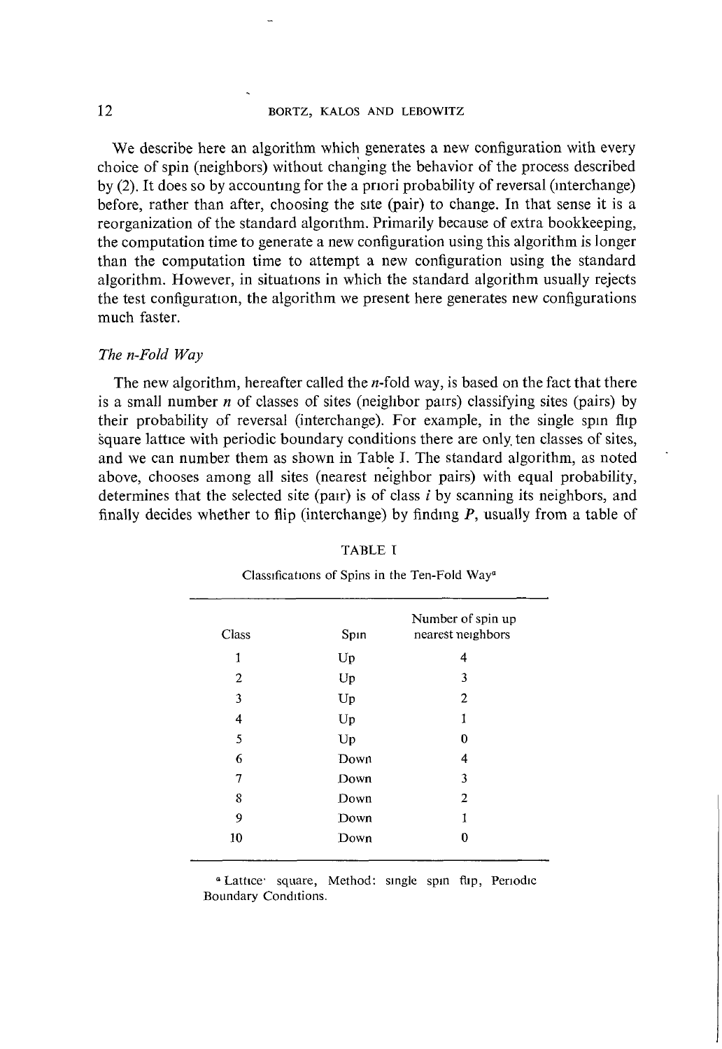We describe here an algorithm which generates a new configuration with every choice of spin (neighbors) without changing the behavior of the process described by (2). It does so by accounting for the a priori probability of reversal (interchange) before, rather than after, choosing the site (pair) to change. In that sense it is a reorganization of the standard algorithm. Primarily because of extra bookkeeping, the computation time to generate a new configuration using this algorithm is longer than the computation time to attempt a new configuration using the standard algorithm. However, in situations in which the standard algorithm usually rejects the test configuration, the algorithm we present here generates new configurations much faster.

### *The n-Fold Way*

The new algorithm, hereafter called the $n$-fold way, is based on the fact that there is a small number $n$ of classes of sites (neighbor pairs) classifying sites (pairs) by their probability of reversal (interchange). For example, in the single spin flip square lattice with periodic boundary conditions there are only ten classes of sites, and we can number them as shown in Table I. The standard algorithm, as noted above, chooses among all sites (nearest neighbor pairs) with equal probability, determines that the selected site (pair) is of class $i$ by scanning its neighbors, and finally decides whether to flip (interchange) by finding $P$, usually from a table of

TABLE I

Classifications of Spins in the Ten-Fold Way[a]

| Class | Spin | Number of spin up nearest neighbors |
|---|---|---|
| 1 | Up | 4 |
| 2 | Up | 3 |
| 3 | Up | 2 |
| 4 | Up | 1 |
| 5 | Up | 0 |
| 6 | Down | 4 |
| 7 | Down | 3 |
| 8 | Down | 2 |
| 9 | Down | 1 |
| 10 | Down | 0 |

[a] Lattice: square, Method: single spin flip, Periodic Boundary Conditions.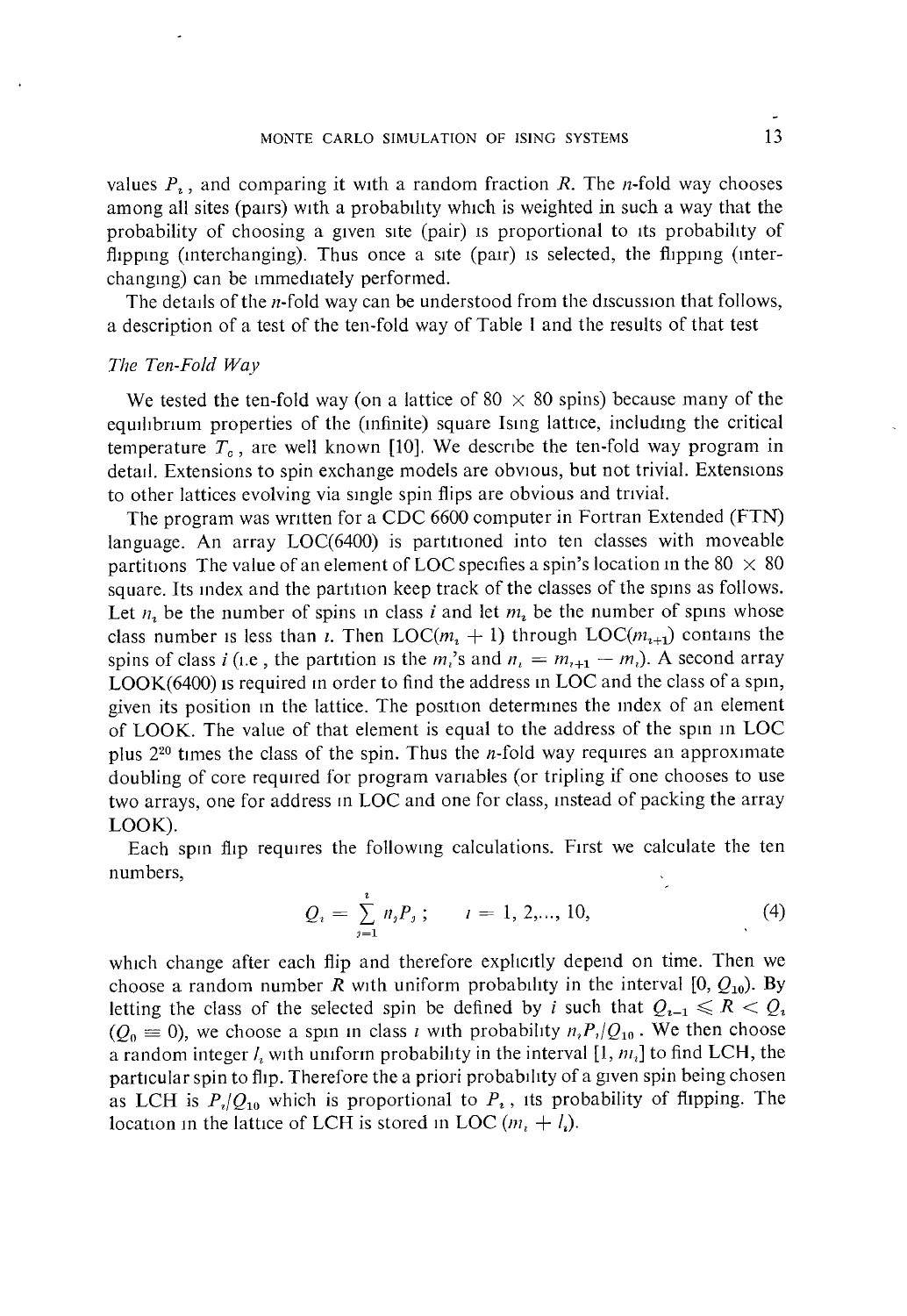values $P_i$, and comparing it with a random fraction $R$. The $n$-fold way chooses among all sites (pairs) with a probability which is weighted in such a way that the probability of choosing a given site (pair) is proportional to its probability of flipping (interchanging). Thus once a site (pair) is selected, the flipping (interchanging) can be immediately performed.

The details of the $n$-fold way can be understood from the discussion that follows, a description of a test of the ten-fold way of Table I and the results of that test

*The Ten-Fold Way*

We tested the ten-fold way (on a lattice of $80 \times 80$ spins) because many of the equilibrium properties of the (infinite) square Ising lattice, including the critical temperature $T_c$, are well known [10]. We describe the ten-fold way program in detail. Extensions to spin exchange models are obvious, but not trivial. Extensions to other lattices evolving via single spin flips are obvious and trivial.

The program was written for a CDC 6600 computer in Fortran Extended (FTN) language. An array LOC(6400) is partitioned into ten classes with moveable partitions The value of an element of LOC specifies a spin's location in the $80 \times 80$ square. Its index and the partition keep track of the classes of the spins as follows. Let $n_i$ be the number of spins in class $i$ and let $m_i$ be the number of spins whose class number is less than $i$. Then LOC($m_i + 1$) through LOC($m_{i+1}$) contains the spins of class $i$ (i.e , the partition is the $m_i$'s and $n_i = m_{i+1} - m_i$). A second array LOOK(6400) is required in order to find the address in LOC and the class of a spin, given its position in the lattice. The position determines the index of an element of LOOK. The value of that element is equal to the address of the spin in LOC plus $2^{20}$ times the class of the spin. Thus the $n$-fold way requires an approximate doubling of core required for program variables (or tripling if one chooses to use two arrays, one for address in LOC and one for class, instead of packing the array LOOK).

Each spin flip requires the following calculations. First we calculate the ten numbers,

$$Q_i = \sum_{j=1}^{i} n_j P_j ; \qquad i = 1, 2, \ldots, 10, \tag{4}$$

which change after each flip and therefore explicitly depend on time. Then we choose a random number $R$ with uniform probability in the interval $[0, Q_{10})$. By letting the class of the selected spin be defined by $i$ such that $Q_{i-1} \leqslant R < Q_i$ ($Q_0 \equiv 0$), we choose a spin in class $i$ with probability $n_i P_i / Q_{10}$. We then choose a random integer $l_i$ with uniform probability in the interval $[1, n_i]$ to find LCH, the particular spin to flip. Therefore the a priori probability of a given spin being chosen as LCH is $P_i/Q_{10}$ which is proportional to $P_i$, its probability of flipping. The location in the lattice of LCH is stored in LOC ($m_i + l_i$).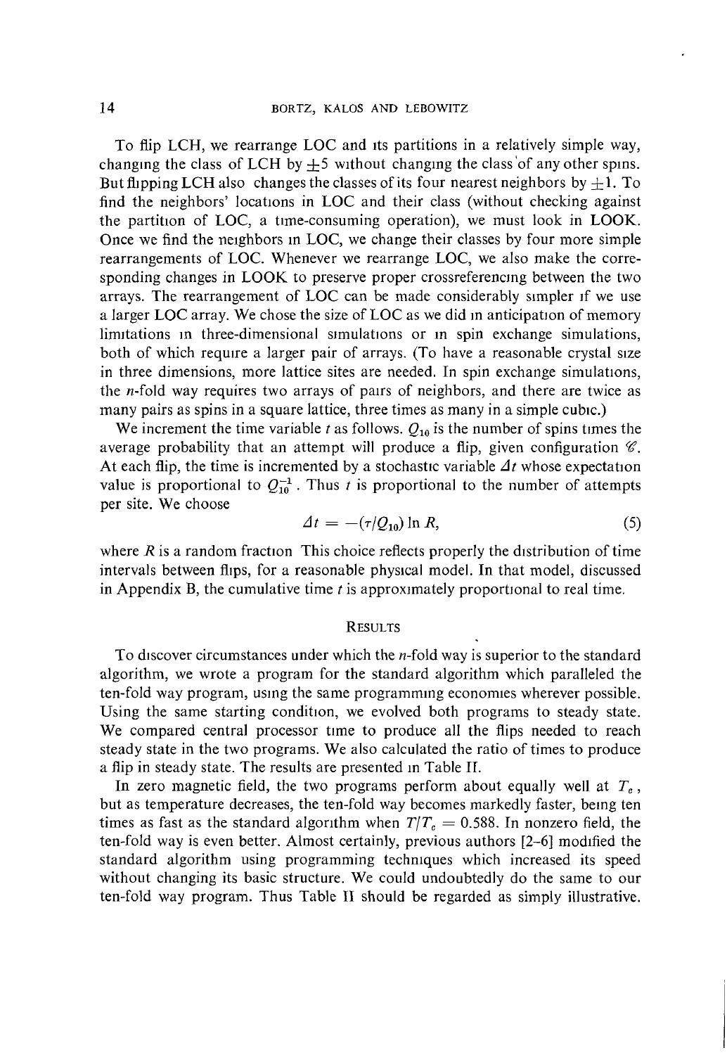To flip LCH, we rearrange LOC and its partitions in a relatively simple way, changing the class of LCH by $\pm 5$ without changing the class of any other spins. But flipping LCH also changes the classes of its four nearest neighbors by $\pm 1$. To find the neighbors' locations in LOC and their class (without checking against the partition of LOC, a time-consuming operation), we must look in LOOK. Once we find the neighbors in LOC, we change their classes by four more simple rearrangements of LOC. Whenever we rearrange LOC, we also make the corresponding changes in LOOK to preserve proper crossreferencing between the two arrays. The rearrangement of LOC can be made considerably simpler if we use a larger LOC array. We chose the size of LOC as we did in anticipation of memory limitations in three-dimensional simulations or in spin exchange simulations, both of which require a larger pair of arrays. (To have a reasonable crystal size in three dimensions, more lattice sites are needed. In spin exchange simulations, the $n$-fold way requires two arrays of pairs of neighbors, and there are twice as many pairs as spins in a square lattice, three times as many in a simple cubic.)

We increment the time variable $t$ as follows. $Q_{10}$ is the number of spins times the average probability that an attempt will produce a flip, given configuration $\mathscr{C}$. At each flip, the time is incremented by a stochastic variable $\Delta t$ whose expectation value is proportional to $Q_{10}^{-1}$. Thus $t$ is proportional to the number of attempts per site. We choose

$$\Delta t = -(\tau/Q_{10}) \ln R, \tag{5}$$

where $R$ is a random fraction This choice reflects properly the distribution of time intervals between flips, for a reasonable physical model. In that model, discussed in Appendix B, the cumulative time $t$ is approximately proportional to real time.

## Results

To discover circumstances under which the $n$-fold way is superior to the standard algorithm, we wrote a program for the standard algorithm which paralleled the ten-fold way program, using the same programming economies wherever possible. Using the same starting condition, we evolved both programs to steady state. We compared central processor time to produce all the flips needed to reach steady state in the two programs. We also calculated the ratio of times to produce a flip in steady state. The results are presented in Table II.

In zero magnetic field, the two programs perform about equally well at $T_c$, but as temperature decreases, the ten-fold way becomes markedly faster, being ten times as fast as the standard algorithm when $T/T_c = 0.588$. In nonzero field, the ten-fold way is even better. Almost certainly, previous authors [2–6] modified the standard algorithm using programming techniques which increased its speed without changing its basic structure. We could undoubtedly do the same to our ten-fold way program. Thus Table II should be regarded as simply illustrative.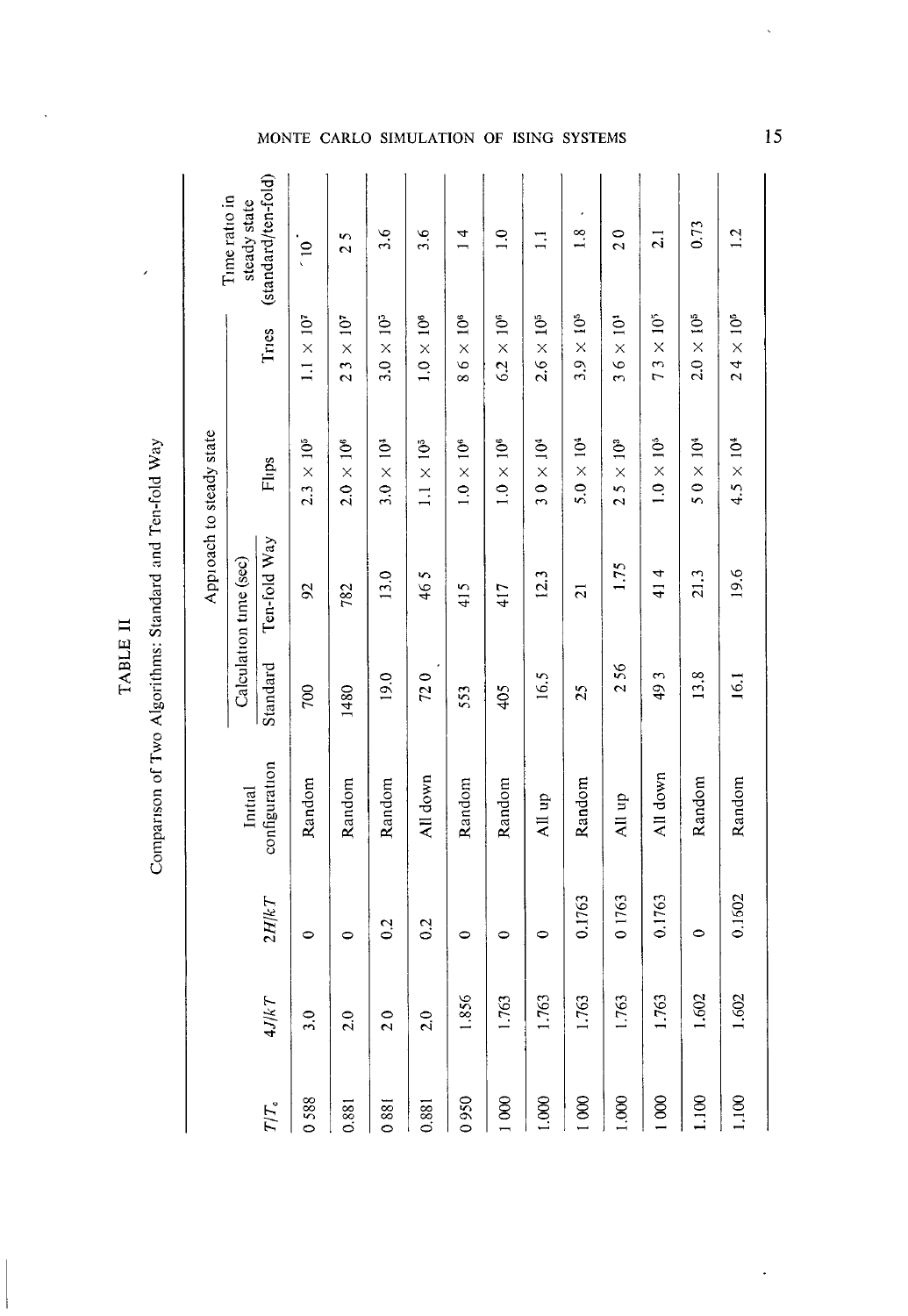TABLE II

Comparison of Two Algorithms: Standard and Ten-fold Way

| $T/T_c$ | $4J/kT$ | $2H/kT$ | Initial configuration | Approach to steady state | | | | Time ratio in steady state (standard/ten-fold) |
|---|---|---|---|---|---|---|---|---|
| | | | | Calculation time (sec) | | Flips | Tries | |
| | | | | Standard | Ten-fold Way | | | |
| 0.588 | 3.0 | 0 | Random | 700 | 92 | $2.3 \times 10^5$ | $1.1 \times 10^7$ | 10 |
| 0.881 | 2.0 | 0 | Random | 1480 | 782 | $2.0 \times 10^6$ | $2.3 \times 10^7$ | 2.5 |
| 0.881 | 2.0 | 0.2 | Random | 19.0 | 13.0 | $3.0 \times 10^4$ | $3.0 \times 10^5$ | 3.6 |
| 0.881 | 2.0 | 0.2 | All down | 72.0 | 46.5 | $1.1 \times 10^5$ | $1.0 \times 10^6$ | 3.6 |
| 0.950 | 1.856 | 0 | Random | 553 | 415 | $1.0 \times 10^6$ | $8.6 \times 10^6$ | 1.4 |
| 1.000 | 1.763 | 0 | Random | 405 | 417 | $1.0 \times 10^6$ | $6.2 \times 10^6$ | 1.0 |
| 1.000 | 1.763 | 0 | All up | 16.5 | 12.3 | $3.0 \times 10^4$ | $2.6 \times 10^5$ | 1.1 |
| 1.000 | 1.763 | 0.1763 | Random | 25 | 21 | $5.0 \times 10^4$ | $3.9 \times 10^5$ | 1.8 |
| 1.000 | 1.763 | 0.1763 | All up | 2.56 | 1.75 | $2.5 \times 10^3$ | $3.6 \times 10^4$ | 2.0 |
| 1.000 | 1.763 | 0.1763 | All down | 49.3 | 41.4 | $1.0 \times 10^5$ | $7.3 \times 10^5$ | 2.1 |
| 1.100 | 1.602 | 0 | Random | 13.8 | 21.3 | $5.0 \times 10^4$ | $2.0 \times 10^5$ | 0.73 |
| 1.100 | 1.602 | 0.1602 | Random | 16.1 | 19.6 | $4.5 \times 10^4$ | $2.4 \times 10^5$ | 1.2 |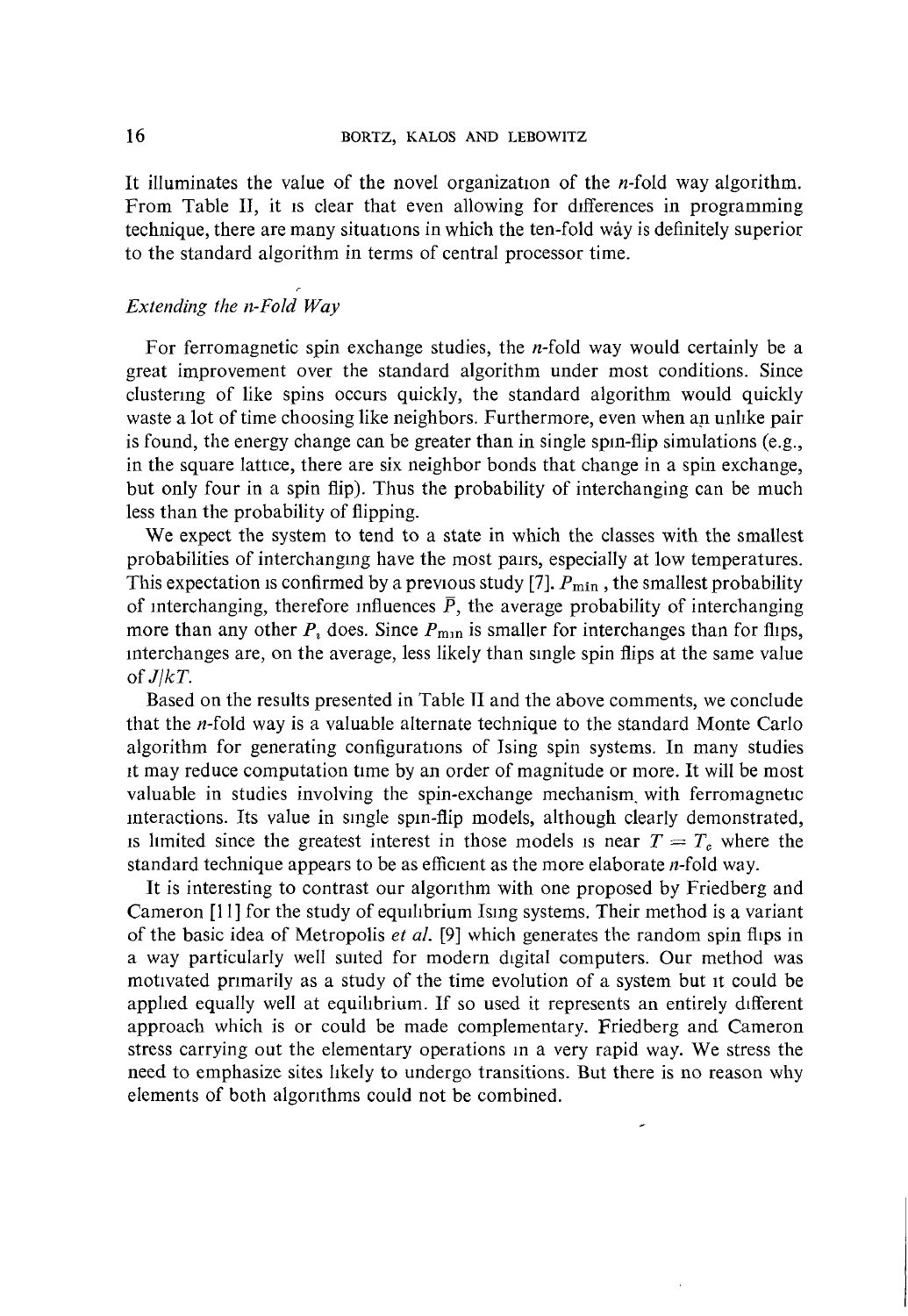It illuminates the value of the novel organization of the $n$-fold way algorithm. From Table II, it is clear that even allowing for differences in programming technique, there are many situations in which the ten-fold way is definitely superior to the standard algorithm in terms of central processor time.

### *Extending the n-Fold Way*

For ferromagnetic spin exchange studies, the $n$-fold way would certainly be a great improvement over the standard algorithm under most conditions. Since clustering of like spins occurs quickly, the standard algorithm would quickly waste a lot of time choosing like neighbors. Furthermore, even when an unlike pair is found, the energy change can be greater than in single spin-flip simulations (e.g., in the square lattice, there are six neighbor bonds that change in a spin exchange, but only four in a spin flip). Thus the probability of interchanging can be much less than the probability of flipping.

We expect the system to tend to a state in which the classes with the smallest probabilities of interchanging have the most pairs, especially at low temperatures. This expectation is confirmed by a previous study [7]. $P_{\min}$, the smallest probability of interchanging, therefore influences $\bar{P}$, the average probability of interchanging more than any other $P_i$ does. Since $P_{\min}$ is smaller for interchanges than for flips, interchanges are, on the average, less likely than single spin flips at the same value of $J/kT$.

Based on the results presented in Table II and the above comments, we conclude that the $n$-fold way is a valuable alternate technique to the standard Monte Carlo algorithm for generating configurations of Ising spin systems. In many studies it may reduce computation time by an order of magnitude or more. It will be most valuable in studies involving the spin-exchange mechanism with ferromagnetic interactions. Its value in single spin-flip models, although clearly demonstrated, is limited since the greatest interest in those models is near $T = T_c$ where the standard technique appears to be as efficient as the more elaborate $n$-fold way.

It is interesting to contrast our algorithm with one proposed by Friedberg and Cameron [11] for the study of equilibrium Ising systems. Their method is a variant of the basic idea of Metropolis *et al.* [9] which generates the random spin flips in a way particularly well suited for modern digital computers. Our method was motivated primarily as a study of the time evolution of a system but it could be applied equally well at equilibrium. If so used it represents an entirely different approach which is or could be made complementary. Friedberg and Cameron stress carrying out the elementary operations in a very rapid way. We stress the need to emphasize sites likely to undergo transitions. But there is no reason why elements of both algorithms could not be combined.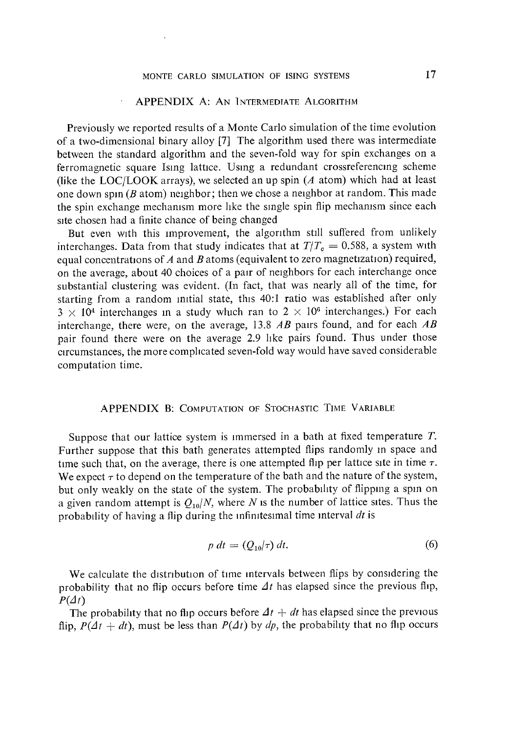## APPENDIX A: AN INTERMEDIATE ALGORITHM

Previously we reported results of a Monte Carlo simulation of the time evolution of a two-dimensional binary alloy [7] The algorithm used there was intermediate between the standard algorithm and the seven-fold way for spin exchanges on a ferromagnetic square Ising lattice. Using a redundant crossreferencing scheme (like the LOC/LOOK arrays), we selected an up spin ($A$ atom) which had at least one down spin ($B$ atom) neighbor; then we chose a neighbor at random. This made the spin exchange mechanism more like the single spin flip mechanism since each site chosen had a finite chance of being changed

But even with this improvement, the algorithm still suffered from unlikely interchanges. Data from that study indicates that at $T/T_c = 0.588$, a system with equal concentrations of $A$ and $B$ atoms (equivalent to zero magnetization) required, on the average, about 40 choices of a pair of neighbors for each interchange once substantial clustering was evident. (In fact, that was nearly all of the time, for starting from a random initial state, this 40:1 ratio was established after only $3 \times 10^4$ interchanges in a study which ran to $2 \times 10^6$ interchanges.) For each interchange, there were, on the average, 13.8 $AB$ pairs found, and for each $AB$ pair found there were on the average 2.9 like pairs found. Thus under those circumstances, the more complicated seven-fold way would have saved considerable computation time.

## APPENDIX B: COMPUTATION OF STOCHASTIC TIME VARIABLE

Suppose that our lattice system is immersed in a bath at fixed temperature $T$. Further suppose that this bath generates attempted flips randomly in space and time such that, on the average, there is one attempted flip per lattice site in time $\tau$. We expect $\tau$ to depend on the temperature of the bath and the nature of the system, but only weakly on the state of the system. The probability of flipping a spin on a given random attempt is $Q_{10}/N$, where $N$ is the number of lattice sites. Thus the probability of having a flip during the infinitesimal time interval $dt$ is

$$p\, dt = (Q_{10}/\tau)\, dt. \tag{6}$$

We calculate the distribution of time intervals between flips by considering the probability that no flip occurs before time $\Delta t$ has elapsed since the previous flip, $P(\Delta t)$

The probability that no flip occurs before $\Delta t + dt$ has elapsed since the previous flip, $P(\Delta t + dt)$, must be less than $P(\Delta t)$ by $dp$, the probability that no flip occurs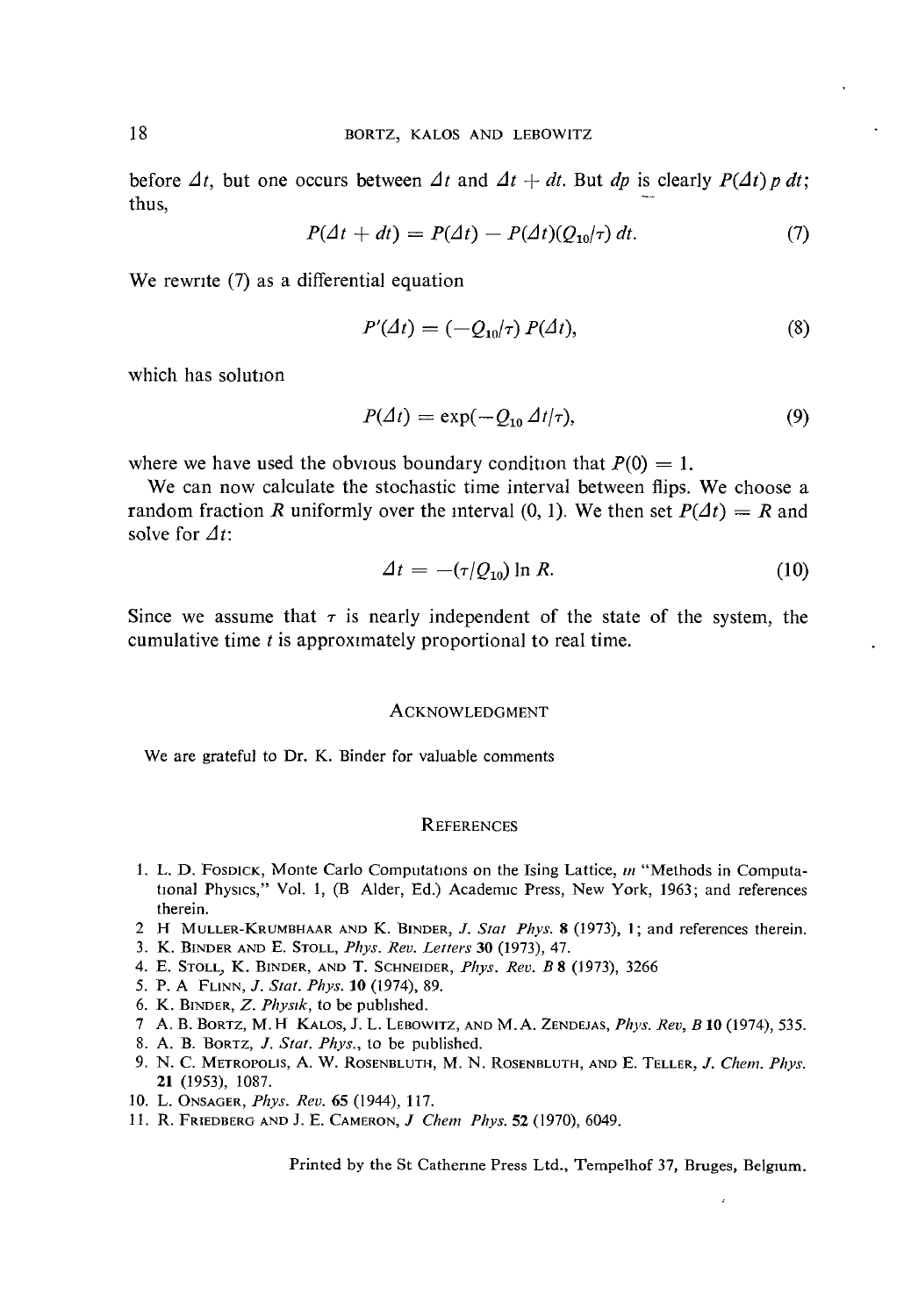before $\Delta t$, but one occurs between $\Delta t$ and $\Delta t + dt$. But $dp$ is clearly $P(\Delta t)\, p\, dt$; thus,

$$P(\Delta t + dt) = P(\Delta t) - P(\Delta t)(Q_{10}/\tau)\, dt. \tag{7}$$

We rewrite (7) as a differential equation

$$P'(\Delta t) = (-Q_{10}/\tau)\, P(\Delta t), \tag{8}$$

which has solution

$$P(\Delta t) = \exp(-Q_{10}\, \Delta t/\tau), \tag{9}$$

where we have used the obvious boundary condition that $P(0) = 1$.

We can now calculate the stochastic time interval between flips. We choose a random fraction $R$ uniformly over the interval (0, 1). We then set $P(\Delta t) = R$ and solve for $\Delta t$:

$$\Delta t = -(\tau/Q_{10}) \ln R. \tag{10}$$

Since we assume that $\tau$ is nearly independent of the state of the system, the cumulative time $t$ is approximately proportional to real time.

## Acknowledgment

We are grateful to Dr. K. Binder for valuable comments

## References

1. L. D. Fosdick, Monte Carlo Computations on the Ising Lattice, *in* "Methods in Computational Physics," Vol. 1, (B Alder, Ed.) Academic Press, New York, 1963; and references therein.
2. H Muller-Krumbhaar and K. Binder, *J. Stat Phys.* **8** (1973), 1; and references therein.
3. K. Binder and E. Stoll, *Phys. Rev. Letters* **30** (1973), 47.
4. E. Stoll, K. Binder, and T. Schneider, *Phys. Rev. B* **8** (1973), 3266
5. P. A Flinn, *J. Stat. Phys.* **10** (1974), 89.
6. K. Binder, *Z. Physik*, to be published.
7. A. B. Bortz, M. H Kalos, J. L. Lebowitz, and M. A. Zendejas, *Phys. Rev, B* **10** (1974), 535.
8. A. B. Bortz, *J. Stat. Phys.*, to be published.
9. N. C. Metropolis, A. W. Rosenbluth, M. N. Rosenbluth, and E. Teller, *J. Chem. Phys.* **21** (1953), 1087.
10. L. Onsager, *Phys. Rev.* **65** (1944), 117.
11. R. Friedberg and J. E. Cameron, *J Chem Phys.* **52** (1970), 6049.

Printed by the St Catherine Press Ltd., Tempelhof 37, Bruges, Belgium.